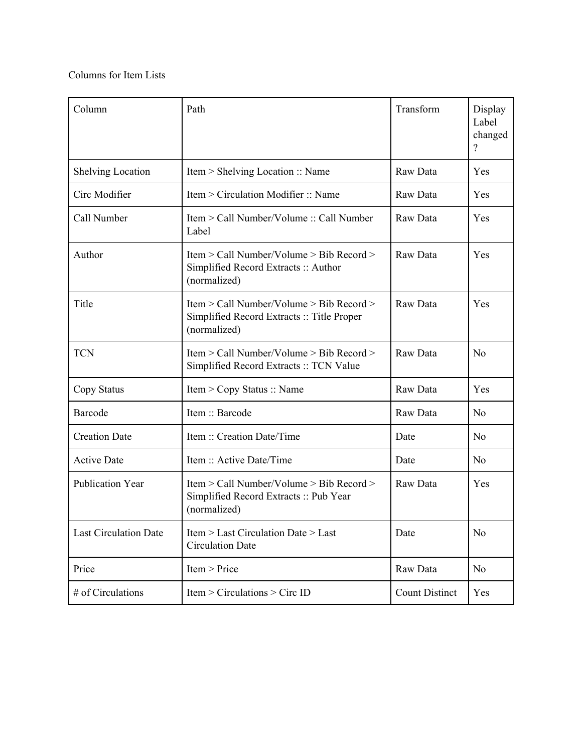Columns for Item Lists

| Column | Path | Transform | Display Label changed? |
| --- | --- | --- | --- |
| Shelving Location | Item > Shelving Location :: Name | Raw Data | Yes |
| Circ Modifier | Item > Circulation Modifier :: Name | Raw Data | Yes |
| Call Number | Item > Call Number/Volume :: Call Number Label | Raw Data | Yes |
| Author | Item > Call Number/Volume > Bib Record > Simplified Record Extracts :: Author (normalized) | Raw Data | Yes |
| Title | Item > Call Number/Volume > Bib Record > Simplified Record Extracts :: Title Proper (normalized) | Raw Data | Yes |
| TCN | Item > Call Number/Volume > Bib Record > Simplified Record Extracts :: TCN Value | Raw Data | No |
| Copy Status | Item > Copy Status :: Name | Raw Data | Yes |
| Barcode | Item :: Barcode | Raw Data | No |
| Creation Date | Item :: Creation Date/Time | Date | No |
| Active Date | Item :: Active Date/Time | Date | No |
| Publication Year | Item > Call Number/Volume > Bib Record > Simplified Record Extracts :: Pub Year (normalized) | Raw Data | Yes |
| Last Circulation Date | Item > Last Circulation Date > Last Circulation Date | Date | No |
| Price | Item > Price | Raw Data | No |
| # of Circulations | Item > Circulations > Circ ID | Count Distinct | Yes |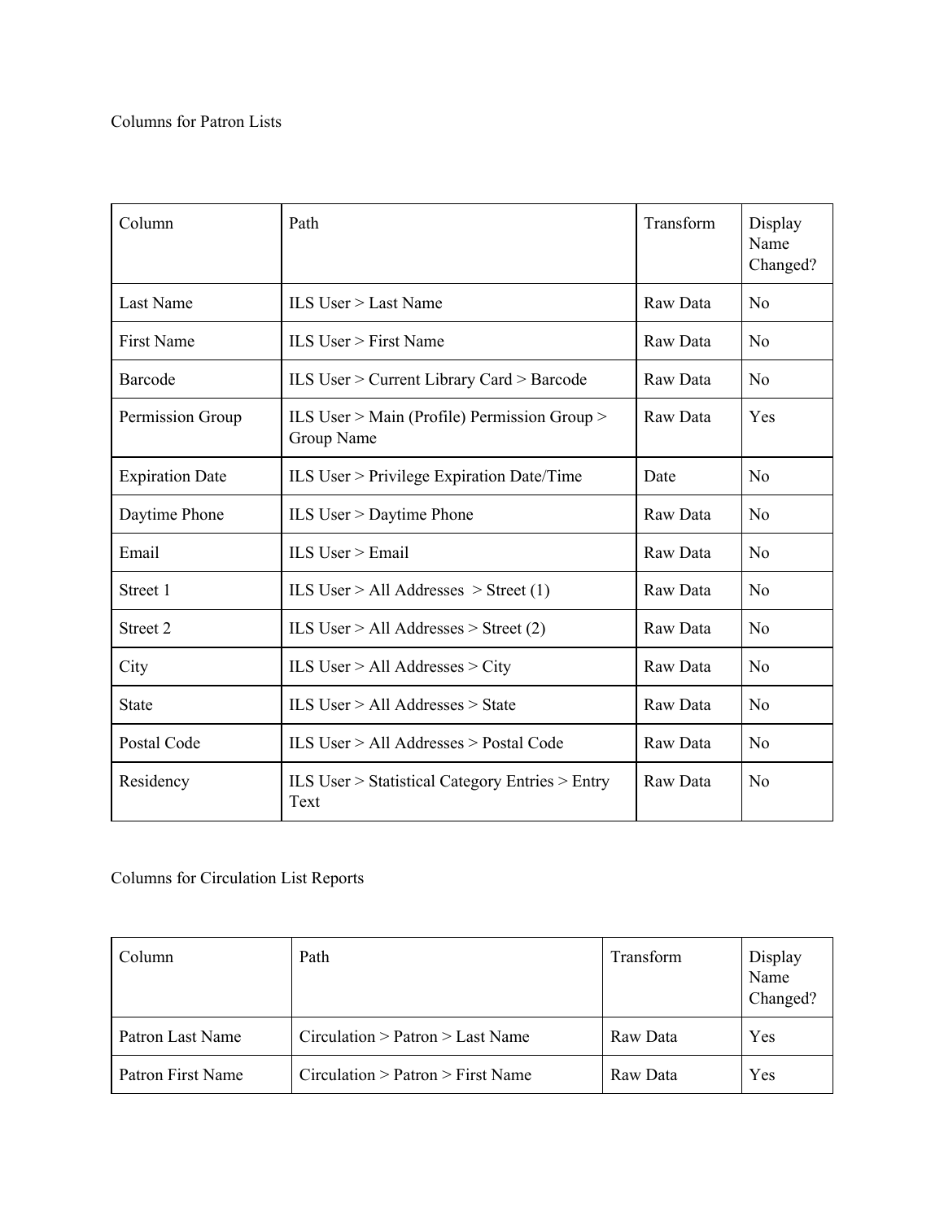Columns for Patron Lists

| Column | Path | Transform | Display Name Changed? |
|---|---|---|---|
| Last Name | ILS User > Last Name | Raw Data | No |
| First Name | ILS User > First Name | Raw Data | No |
| Barcode | ILS User > Current Library Card > Barcode | Raw Data | No |
| Permission Group | ILS User > Main (Profile) Permission Group > Group Name | Raw Data | Yes |
| Expiration Date | ILS User > Privilege Expiration Date/Time | Date | No |
| Daytime Phone | ILS User > Daytime Phone | Raw Data | No |
| Email | ILS User > Email | Raw Data | No |
| Street 1 | ILS User > All Addresses > Street (1) | Raw Data | No |
| Street 2 | ILS User > All Addresses > Street (2) | Raw Data | No |
| City | ILS User > All Addresses > City | Raw Data | No |
| State | ILS User > All Addresses > State | Raw Data | No |
| Postal Code | ILS User > All Addresses > Postal Code | Raw Data | No |
| Residency | ILS User > Statistical Category Entries > Entry Text | Raw Data | No |

Columns for Circulation List Reports

| Column | Path | Transform | Display Name Changed? |
|---|---|---|---|
| Patron Last Name | Circulation > Patron > Last Name | Raw Data | Yes |
| Patron First Name | Circulation > Patron > First Name | Raw Data | Yes |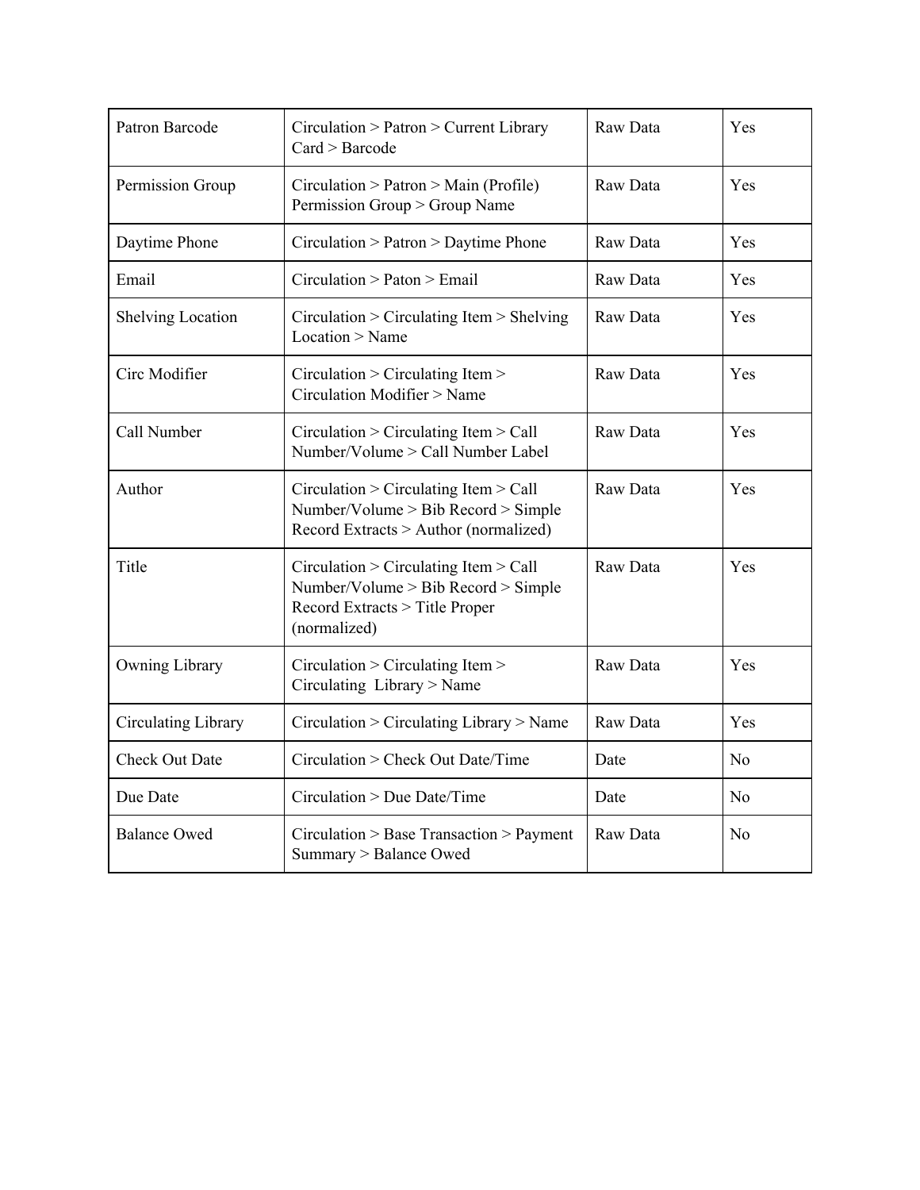| | | | |
|---|---|---|---|
| Patron Barcode | Circulation > Patron > Current Library Card > Barcode | Raw Data | Yes |
| Permission Group | Circulation > Patron > Main (Profile) Permission Group > Group Name | Raw Data | Yes |
| Daytime Phone | Circulation > Patron > Daytime Phone | Raw Data | Yes |
| Email | Circulation > Paton > Email | Raw Data | Yes |
| Shelving Location | Circulation > Circulating Item > Shelving Location > Name | Raw Data | Yes |
| Circ Modifier | Circulation > Circulating Item > Circulation Modifier > Name | Raw Data | Yes |
| Call Number | Circulation > Circulating Item > Call Number/Volume > Call Number Label | Raw Data | Yes |
| Author | Circulation > Circulating Item > Call Number/Volume > Bib Record > Simple Record Extracts > Author (normalized) | Raw Data | Yes |
| Title | Circulation > Circulating Item > Call Number/Volume > Bib Record > Simple Record Extracts > Title Proper (normalized) | Raw Data | Yes |
| Owning Library | Circulation > Circulating Item > Circulating Library > Name | Raw Data | Yes |
| Circulating Library | Circulation > Circulating Library > Name | Raw Data | Yes |
| Check Out Date | Circulation > Check Out Date/Time | Date | No |
| Due Date | Circulation > Due Date/Time | Date | No |
| Balance Owed | Circulation > Base Transaction > Payment Summary > Balance Owed | Raw Data | No |